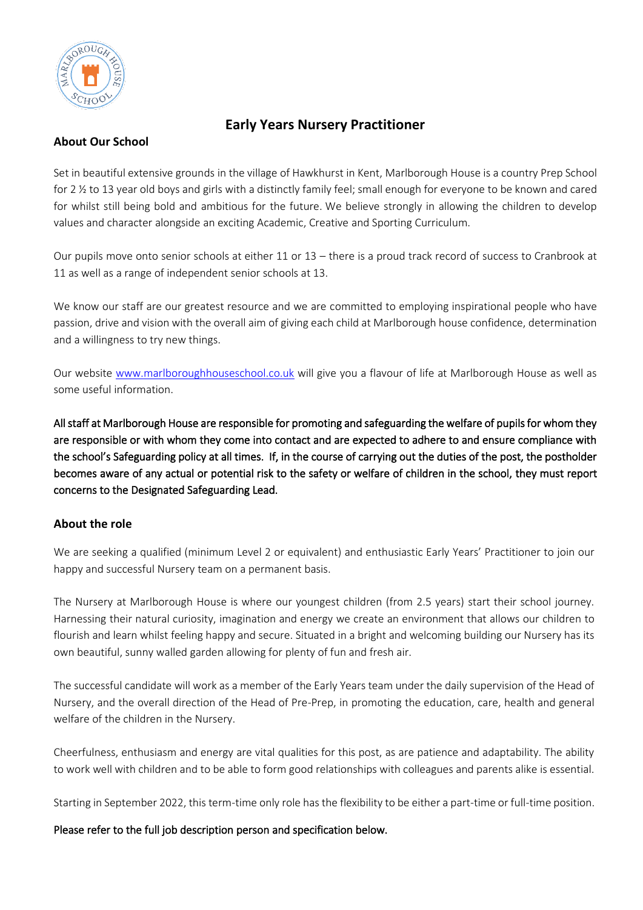# Early Years Nursery Practitioner

## About Our School

Set in beautiful extensive grounds in the village of Hawkhurst in Kent, Marlborough House is a country Prep School for 2 ½ to 13 year old boys and girls with a distinctly family feel; small enough for everyone to be known and cared for whilst still being bold and ambitious for the future. We believe strongly in allowing the children to develop values and character alongside an exciting Academic, Creative and Sporting Curriculum.

Our pupils move onto senior schools at either 11 or 13 – there is a proud track record of success to Cranbrook at 11 as well as a range of independent senior schools at 13.

We know our staff are our greatest resource and we are committed to employing inspirational people who have passion, drive and vision with the overall aim of giving each child at Marlborough house confidence, determination and a willingness to try new things.

Our website [www.marlboroughhouseschool.co.uk](http://www.marlboroughhouseschool.co.uk) will give you a flavour of life at Marlborough House as well as some useful information.

All staff at Marlborough House are responsible for promoting and safeguarding the welfare of pupils for whom they are responsible or with whom they come into contact and are expected to adhere to and ensure compliance with the school's Safeguarding policy at all times. If, in the course of carrying out the duties of the post, the postholder becomes aware of any actual or potential risk to the safety or welfare of children in the school, they must report concerns to the Designated Safeguarding Lead.

## About the role

We are seeking a qualified (minimum Level 2 or equivalent) and enthusiastic Early Years' Practitioner to join our happy and successful Nursery team on a permanent basis.

The Nursery at Marlborough House is where our youngest children (from 2.5 years) start their school journey. Harnessing their natural curiosity, imagination and energy we create an environment that allows our children to flourish and learn whilst feeling happy and secure. Situated in a bright and welcoming building our Nursery has its own beautiful, sunny walled garden allowing for plenty of fun and fresh air.

The successful candidate will work as a member of the Early Years team under the daily supervision of the Head of Nursery, and the overall direction of the Head of Pre-Prep, in promoting the education, care, health and general welfare of the children in the Nursery.

Cheerfulness, enthusiasm and energy are vital qualities for this post, as are patience and adaptability. The ability to work well with children and to be able to form good relationships with colleagues and parents alike is essential.

Starting in September 2022, this term-time only role has the flexibility to be either a part-time or full-time position.

Please refer to the full job description person and specification below.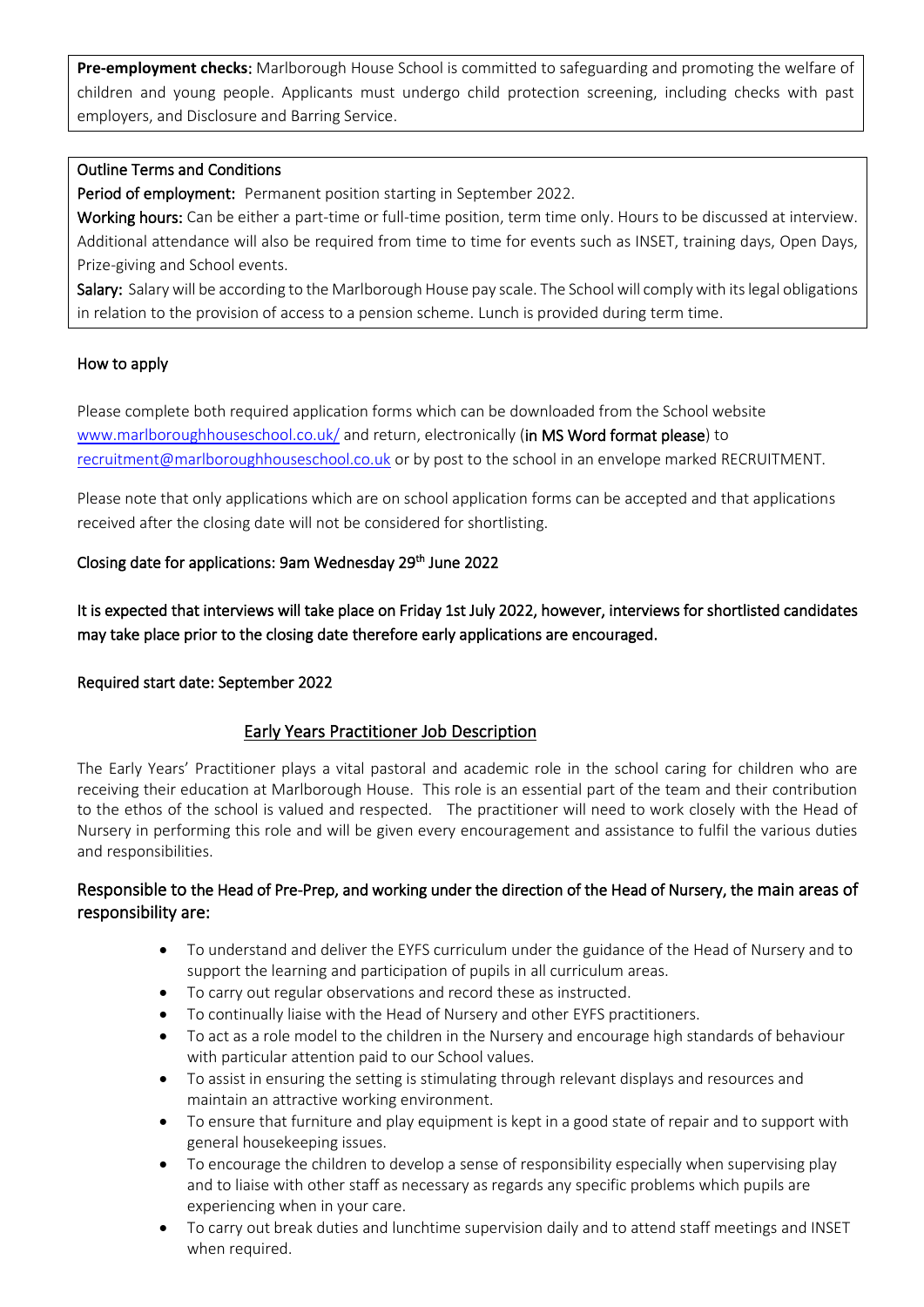**Pre-employment checks**: Marlborough House School is committed to safeguarding and promoting the welfare of children and young people. Applicants must undergo child protection screening, including checks with past employers, and Disclosure and Barring Service.

**Outline Terms and Conditions**

**Period of employment:** Permanent position starting in September 2022.

**Working hours:** Can be either a part-time or full-time position, term time only. Hours to be discussed at interview. Additional attendance will also be required from time to time for events such as INSET, training days, Open Days, Prize-giving and School events.

**Salary:** Salary will be according to the Marlborough House pay scale. The School will comply with its legal obligations in relation to the provision of access to a pension scheme. Lunch is provided during term time.

**How to apply**

Please complete both required application forms which can be downloaded from the School website [www.marlboroughhouseschool.co.uk/](www.marlboroughhouseschool.co.uk/) and return, electronically (**in MS Word format please**) to [recruitment@marlboroughhouseschool.co.uk](mailto:recruitment@marlboroughhouseschool.co.uk) or by post to the school in an envelope marked RECRUITMENT.

Please note that only applications which are on school application forms can be accepted and that applications received after the closing date will not be considered for shortlisting.

**Closing date for applications: 9am Wednesday 29th June 2022**

**It is expected that interviews will take place on Friday 1st July 2022, however, interviews for shortlisted candidates may take place prior to the closing date therefore early applications are encouraged.**

**Required start date: September 2022**

## Early Years Practitioner Job Description

The Early Years' Practitioner plays a vital pastoral and academic role in the school caring for children who are receiving their education at Marlborough House. This role is an essential part of the team and their contribution to the ethos of the school is valued and respected. The practitioner will need to work closely with the Head of Nursery in performing this role and will be given every encouragement and assistance to fulfil the various duties and responsibilities.

### Responsible to the Head of Pre-Prep, and working under the direction of the Head of Nursery, the main areas of responsibility are:

- To understand and deliver the EYFS curriculum under the guidance of the Head of Nursery and to support the learning and participation of pupils in all curriculum areas.
- To carry out regular observations and record these as instructed.
- To continually liaise with the Head of Nursery and other EYFS practitioners.
- To act as a role model to the children in the Nursery and encourage high standards of behaviour with particular attention paid to our School values.
- To assist in ensuring the setting is stimulating through relevant displays and resources and maintain an attractive working environment.
- To ensure that furniture and play equipment is kept in a good state of repair and to support with general housekeeping issues.
- To encourage the children to develop a sense of responsibility especially when supervising play and to liaise with other staff as necessary as regards any specific problems which pupils are experiencing when in your care.
- To carry out break duties and lunchtime supervision daily and to attend staff meetings and INSET when required.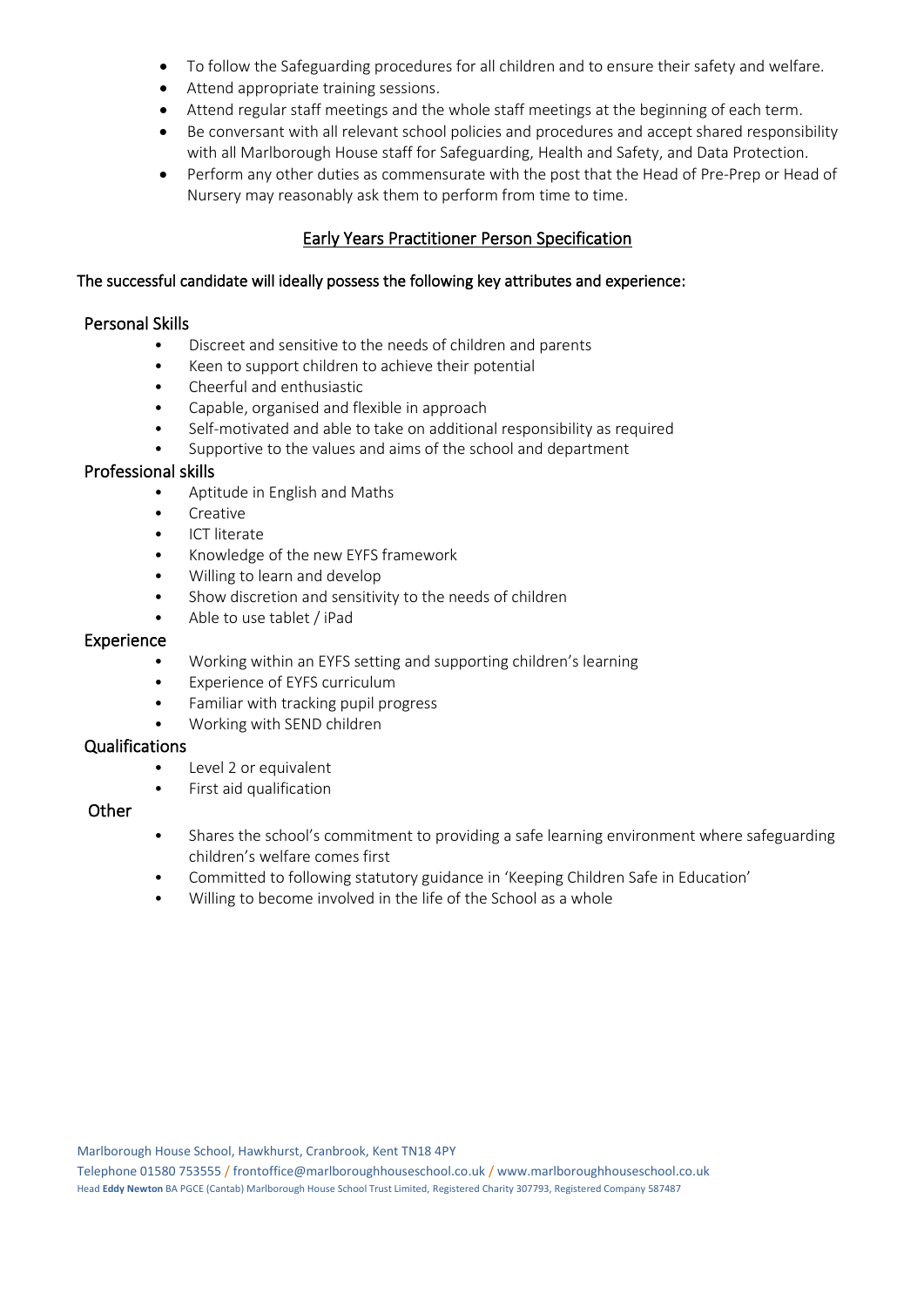- To follow the Safeguarding procedures for all children and to ensure their safety and welfare.
- Attend appropriate training sessions.
- Attend regular staff meetings and the whole staff meetings at the beginning of each term.
- Be conversant with all relevant school policies and procedures and accept shared responsibility with all Marlborough House staff for Safeguarding, Health and Safety, and Data Protection.
- Perform any other duties as commensurate with the post that the Head of Pre-Prep or Head of Nursery may reasonably ask them to perform from time to time.

## Early Years Practitioner Person Specification

**The successful candidate will ideally possess the following key attributes and experience:**

### Personal Skills

- Discreet and sensitive to the needs of children and parents
- Keen to support children to achieve their potential
- Cheerful and enthusiastic
- Capable, organised and flexible in approach
- Self-motivated and able to take on additional responsibility as required
- Supportive to the values and aims of the school and department

### Professional skills

- Aptitude in English and Maths
- Creative
- ICT literate
- Knowledge of the new EYFS framework
- Willing to learn and develop
- Show discretion and sensitivity to the needs of children
- Able to use tablet / iPad

### Experience

- Working within an EYFS setting and supporting children's learning
- Experience of EYFS curriculum
- Familiar with tracking pupil progress
- Working with SEND children

### Qualifications

- Level 2 or equivalent
- First aid qualification

### Other

- Shares the school's commitment to providing a safe learning environment where safeguarding children's welfare comes first
- Committed to following statutory guidance in 'Keeping Children Safe in Education'
- Willing to become involved in the life of the School as a whole